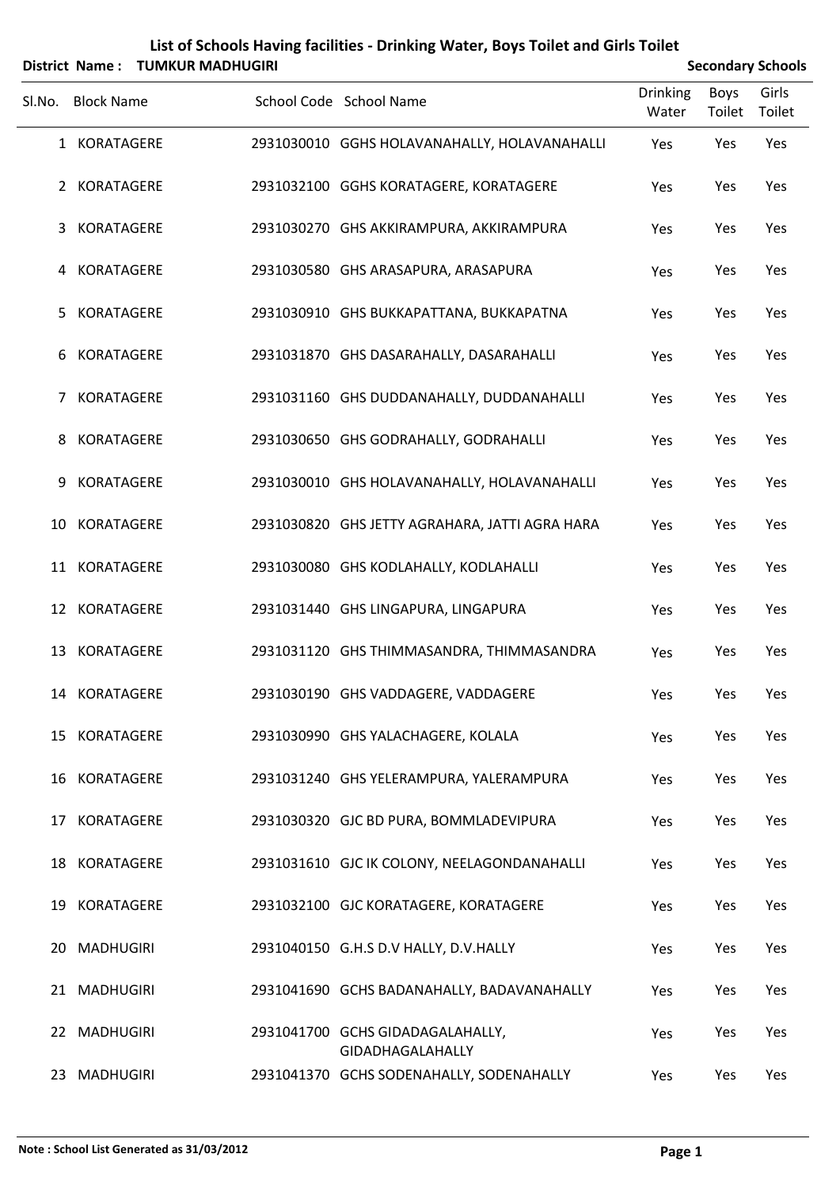# List of Schools Having facilities - Drinking Water, Boys Toilet and Girls Toilet

**District Name : TUMKUR MADHUGIRI** **Secondary Schools**

| Sl.No. | Block Name | School Code | School Name | Drinking Water | Boys Toilet | Girls Toilet |
|---|---|---|---|---|---|---|
| 1 | KORATAGERE | 2931030010 | GGHS HOLAVANAHALLY, HOLAVANAHALLI | Yes | Yes | Yes |
| 2 | KORATAGERE | 2931032100 | GGHS KORATAGERE, KORATAGERE | Yes | Yes | Yes |
| 3 | KORATAGERE | 2931030270 | GHS AKKIRAMPURA, AKKIRAMPURA | Yes | Yes | Yes |
| 4 | KORATAGERE | 2931030580 | GHS ARASAPURA, ARASAPURA | Yes | Yes | Yes |
| 5 | KORATAGERE | 2931030910 | GHS BUKKAPATTANA, BUKKAPATNA | Yes | Yes | Yes |
| 6 | KORATAGERE | 2931031870 | GHS DASARAHALLY, DASARAHALLI | Yes | Yes | Yes |
| 7 | KORATAGERE | 2931031160 | GHS DUDDANAHALLY, DUDDANAHALLI | Yes | Yes | Yes |
| 8 | KORATAGERE | 2931030650 | GHS GODRAHALLY, GODRAHALLI | Yes | Yes | Yes |
| 9 | KORATAGERE | 2931030010 | GHS HOLAVANAHALLY, HOLAVANAHALLI | Yes | Yes | Yes |
| 10 | KORATAGERE | 2931030820 | GHS JETTY AGRAHARA, JATTI AGRA HARA | Yes | Yes | Yes |
| 11 | KORATAGERE | 2931030080 | GHS KODLAHALLY, KODLAHALLI | Yes | Yes | Yes |
| 12 | KORATAGERE | 2931031440 | GHS LINGAPURA, LINGAPURA | Yes | Yes | Yes |
| 13 | KORATAGERE | 2931031120 | GHS THIMMASANDRA, THIMMASANDRA | Yes | Yes | Yes |
| 14 | KORATAGERE | 2931030190 | GHS VADDAGERE, VADDAGERE | Yes | Yes | Yes |
| 15 | KORATAGERE | 2931030990 | GHS YALACHAGERE, KOLALA | Yes | Yes | Yes |
| 16 | KORATAGERE | 2931031240 | GHS YELERAMPURA, YALERAMPURA | Yes | Yes | Yes |
| 17 | KORATAGERE | 2931030320 | GJC BD PURA, BOMMLADEVIPURA | Yes | Yes | Yes |
| 18 | KORATAGERE | 2931031610 | GJC IK COLONY, NEELAGONDANAHALLI | Yes | Yes | Yes |
| 19 | KORATAGERE | 2931032100 | GJC KORATAGERE, KORATAGERE | Yes | Yes | Yes |
| 20 | MADHUGIRI | 2931040150 | G.H.S D.V HALLY, D.V.HALLY | Yes | Yes | Yes |
| 21 | MADHUGIRI | 2931041690 | GCHS BADANAHALLY, BADAVANAHALLY | Yes | Yes | Yes |
| 22 | MADHUGIRI | 2931041700 | GCHS GIDADAGALAHALLY, GIDADHAGALAHALLY | Yes | Yes | Yes |
| 23 | MADHUGIRI | 2931041370 | GCHS SODENAHALLY, SODENAHALLY | Yes | Yes | Yes |

**Note : School List Generated as 31/03/2012**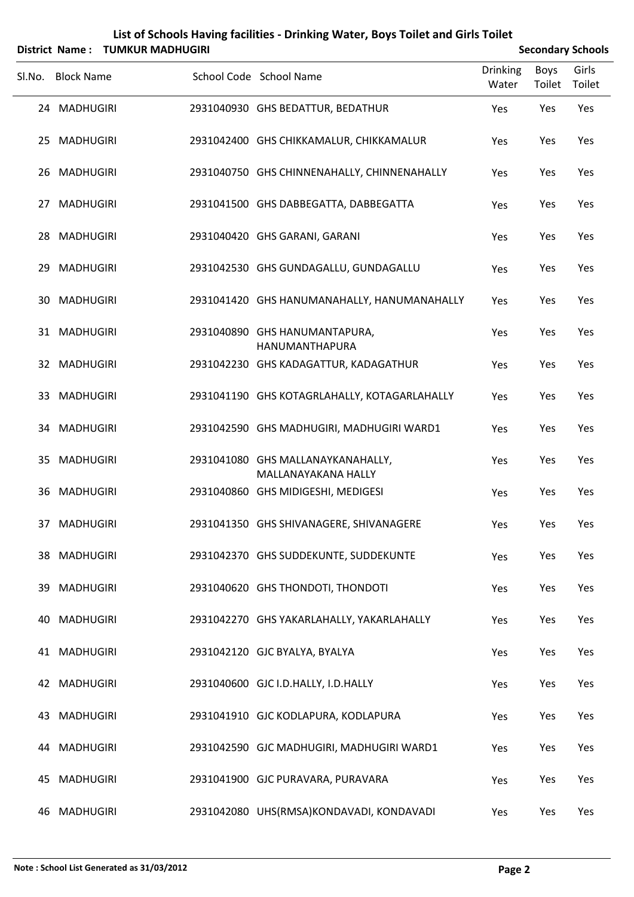# List of Schools Having facilities - Drinking Water, Boys Toilet and Girls Toilet

**District Name : TUMKUR MADHUGIRI** **Secondary Schools**

| Sl.No. | Block Name | School Code | School Name | Drinking Water | Boys Toilet | Girls Toilet |
|---|---|---|---|---|---|---|
| 24 | MADHUGIRI | 2931040930 | GHS BEDATTUR, BEDATHUR | Yes | Yes | Yes |
| 25 | MADHUGIRI | 2931042400 | GHS CHIKKAMALUR, CHIKKAMALUR | Yes | Yes | Yes |
| 26 | MADHUGIRI | 2931040750 | GHS CHINNENAHALLY, CHINNENAHALLY | Yes | Yes | Yes |
| 27 | MADHUGIRI | 2931041500 | GHS DABBEGATTA, DABBEGATTA | Yes | Yes | Yes |
| 28 | MADHUGIRI | 2931040420 | GHS GARANI, GARANI | Yes | Yes | Yes |
| 29 | MADHUGIRI | 2931042530 | GHS GUNDAGALLU, GUNDAGALLU | Yes | Yes | Yes |
| 30 | MADHUGIRI | 2931041420 | GHS HANUMANAHALLY, HANUMANAHALLY | Yes | Yes | Yes |
| 31 | MADHUGIRI | 2931040890 | GHS HANUMANTAPURA, HANUMANTHAPURA | Yes | Yes | Yes |
| 32 | MADHUGIRI | 2931042230 | GHS KADAGATTUR, KADAGATHUR | Yes | Yes | Yes |
| 33 | MADHUGIRI | 2931041190 | GHS KOTAGRLAHALLY, KOTAGARLAHALLY | Yes | Yes | Yes |
| 34 | MADHUGIRI | 2931042590 | GHS MADHUGIRI, MADHUGIRI WARD1 | Yes | Yes | Yes |
| 35 | MADHUGIRI | 2931041080 | GHS MALLANAYKANAHALLY, MALLANAYAKANA HALLY | Yes | Yes | Yes |
| 36 | MADHUGIRI | 2931040860 | GHS MIDIGESHI, MEDIGESI | Yes | Yes | Yes |
| 37 | MADHUGIRI | 2931041350 | GHS SHIVANAGERE, SHIVANAGERE | Yes | Yes | Yes |
| 38 | MADHUGIRI | 2931042370 | GHS SUDDEKUNTE, SUDDEKUNTE | Yes | Yes | Yes |
| 39 | MADHUGIRI | 2931040620 | GHS THONDOTI, THONDOTI | Yes | Yes | Yes |
| 40 | MADHUGIRI | 2931042270 | GHS YAKARLAHALLY, YAKARLAHALLY | Yes | Yes | Yes |
| 41 | MADHUGIRI | 2931042120 | GJC BYALYA, BYALYA | Yes | Yes | Yes |
| 42 | MADHUGIRI | 2931040600 | GJC I.D.HALLY, I.D.HALLY | Yes | Yes | Yes |
| 43 | MADHUGIRI | 2931041910 | GJC KODLAPURA, KODLAPURA | Yes | Yes | Yes |
| 44 | MADHUGIRI | 2931042590 | GJC MADHUGIRI, MADHUGIRI WARD1 | Yes | Yes | Yes |
| 45 | MADHUGIRI | 2931041900 | GJC PURAVARA, PURAVARA | Yes | Yes | Yes |
| 46 | MADHUGIRI | 2931042080 | UHS(RMSA)KONDAVADI, KONDAVADI | Yes | Yes | Yes |

**Note : School List Generated as 31/03/2012**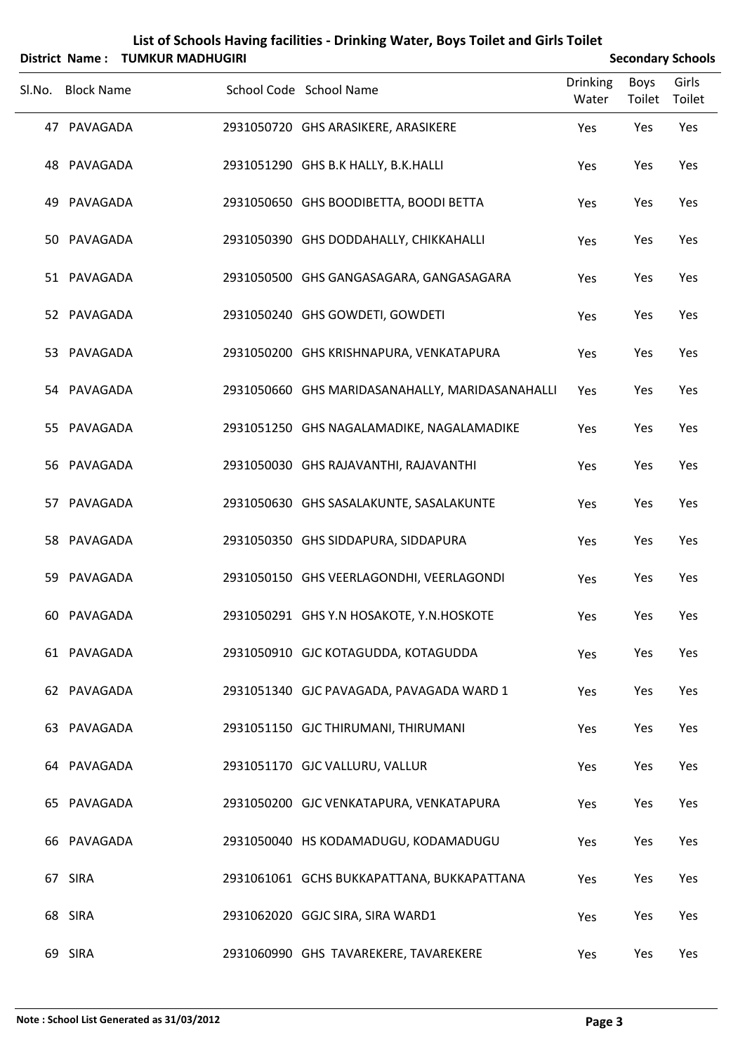# List of Schools Having facilities - Drinking Water, Boys Toilet and Girls Toilet

**District Name : TUMKUR MADHUGIRI** **Secondary Schools**

| Sl.No. | Block Name | School Code | School Name | Drinking Water | Boys Toilet | Girls Toilet |
|---|---|---|---|---|---|---|
| 47 | PAVAGADA | 2931050720 | GHS ARASIKERE, ARASIKERE | Yes | Yes | Yes |
| 48 | PAVAGADA | 2931051290 | GHS B.K HALLY, B.K.HALLI | Yes | Yes | Yes |
| 49 | PAVAGADA | 2931050650 | GHS BOODIBETTA, BOODI BETTA | Yes | Yes | Yes |
| 50 | PAVAGADA | 2931050390 | GHS DODDAHALLY, CHIKKAHALLI | Yes | Yes | Yes |
| 51 | PAVAGADA | 2931050500 | GHS GANGASAGARA, GANGASAGARA | Yes | Yes | Yes |
| 52 | PAVAGADA | 2931050240 | GHS GOWDETI, GOWDETI | Yes | Yes | Yes |
| 53 | PAVAGADA | 2931050200 | GHS KRISHNAPURA, VENKATAPURA | Yes | Yes | Yes |
| 54 | PAVAGADA | 2931050660 | GHS MARIDASANAHALLY, MARIDASANAHALLI | Yes | Yes | Yes |
| 55 | PAVAGADA | 2931051250 | GHS NAGALAMADIKE, NAGALAMADIKE | Yes | Yes | Yes |
| 56 | PAVAGADA | 2931050030 | GHS RAJAVANTHI, RAJAVANTHI | Yes | Yes | Yes |
| 57 | PAVAGADA | 2931050630 | GHS SASALAKUNTE, SASALAKUNTE | Yes | Yes | Yes |
| 58 | PAVAGADA | 2931050350 | GHS SIDDAPURA, SIDDAPURA | Yes | Yes | Yes |
| 59 | PAVAGADA | 2931050150 | GHS VEERLAGONDHI, VEERLAGONDI | Yes | Yes | Yes |
| 60 | PAVAGADA | 2931050291 | GHS Y.N HOSAKOTE, Y.N.HOSKOTE | Yes | Yes | Yes |
| 61 | PAVAGADA | 2931050910 | GJC KOTAGUDDA, KOTAGUDDA | Yes | Yes | Yes |
| 62 | PAVAGADA | 2931051340 | GJC PAVAGADA, PAVAGADA WARD 1 | Yes | Yes | Yes |
| 63 | PAVAGADA | 2931051150 | GJC THIRUMANI, THIRUMANI | Yes | Yes | Yes |
| 64 | PAVAGADA | 2931051170 | GJC VALLURU, VALLUR | Yes | Yes | Yes |
| 65 | PAVAGADA | 2931050200 | GJC VENKATAPURA, VENKATAPURA | Yes | Yes | Yes |
| 66 | PAVAGADA | 2931050040 | HS KODAMADUGU, KODAMADUGU | Yes | Yes | Yes |
| 67 | SIRA | 2931061061 | GCHS BUKKAPATTANA, BUKKAPATTANA | Yes | Yes | Yes |
| 68 | SIRA | 2931062020 | GGJC SIRA, SIRA WARD1 | Yes | Yes | Yes |
| 69 | SIRA | 2931060990 | GHS TAVAREKERE, TAVAREKERE | Yes | Yes | Yes |

**Note : School List Generated as 31/03/2012**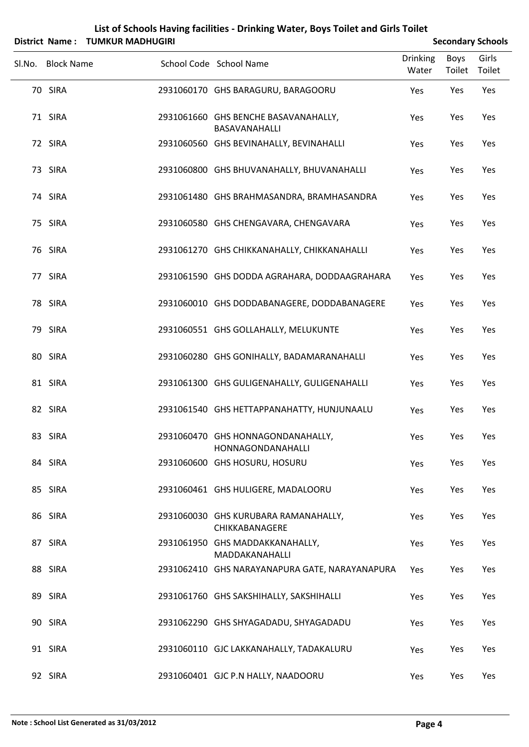# List of Schools Having facilities - Drinking Water, Boys Toilet and Girls Toilet

**District Name : TUMKUR MADHUGIRI** | **Secondary Schools**

| Sl.No. | Block Name | School Code | School Name | Drinking Water | Boys Toilet | Girls Toilet |
|---|---|---|---|---|---|---|
| 70 | SIRA | 2931060170 | GHS BARAGURU, BARAGOORU | Yes | Yes | Yes |
| 71 | SIRA | 2931061660 | GHS BENCHE BASAVANAHALLY, BASAVANAHALLI | Yes | Yes | Yes |
| 72 | SIRA | 2931060560 | GHS BEVINAHALLY, BEVINAHALLI | Yes | Yes | Yes |
| 73 | SIRA | 2931060800 | GHS BHUVANAHALLY, BHUVANAHALLI | Yes | Yes | Yes |
| 74 | SIRA | 2931061480 | GHS BRAHMASANDRA, BRAMHASANDRA | Yes | Yes | Yes |
| 75 | SIRA | 2931060580 | GHS CHENGAVARA, CHENGAVARA | Yes | Yes | Yes |
| 76 | SIRA | 2931061270 | GHS CHIKKANAHALLY, CHIKKANAHALLI | Yes | Yes | Yes |
| 77 | SIRA | 2931061590 | GHS DODDA AGRAHARA, DODDAAGRAHARA | Yes | Yes | Yes |
| 78 | SIRA | 2931060010 | GHS DODDABANAGERE, DODDABANAGERE | Yes | Yes | Yes |
| 79 | SIRA | 2931060551 | GHS GOLLAHALLY, MELUKUNTE | Yes | Yes | Yes |
| 80 | SIRA | 2931060280 | GHS GONIHALLY, BADAMARANAHALLI | Yes | Yes | Yes |
| 81 | SIRA | 2931061300 | GHS GULIGENAHALLY, GULIGENAHALLI | Yes | Yes | Yes |
| 82 | SIRA | 2931061540 | GHS HETTAPPANAHATTY, HUNJUNAALU | Yes | Yes | Yes |
| 83 | SIRA | 2931060470 | GHS HONNAGONDANAHALLY, HONNAGONDANAHALLI | Yes | Yes | Yes |
| 84 | SIRA | 2931060600 | GHS HOSURU, HOSURU | Yes | Yes | Yes |
| 85 | SIRA | 2931060461 | GHS HULIGERE, MADALOORU | Yes | Yes | Yes |
| 86 | SIRA | 2931060030 | GHS KURUBARA RAMANAHALLY, CHIKKABANAGERE | Yes | Yes | Yes |
| 87 | SIRA | 2931061950 | GHS MADDAKKANAHALLY, MADDAKANAHALLI | Yes | Yes | Yes |
| 88 | SIRA | 2931062410 | GHS NARAYANAPURA GATE, NARAYANAPURA | Yes | Yes | Yes |
| 89 | SIRA | 2931061760 | GHS SAKSHIHALLY, SAKSHIHALLI | Yes | Yes | Yes |
| 90 | SIRA | 2931062290 | GHS SHYAGADADU, SHYAGADADU | Yes | Yes | Yes |
| 91 | SIRA | 2931060110 | GJC LAKKANAHALLY, TADAKALURU | Yes | Yes | Yes |
| 92 | SIRA | 2931060401 | GJC P.N HALLY, NAADOORU | Yes | Yes | Yes |

**Note : School List Generated as 31/03/2012**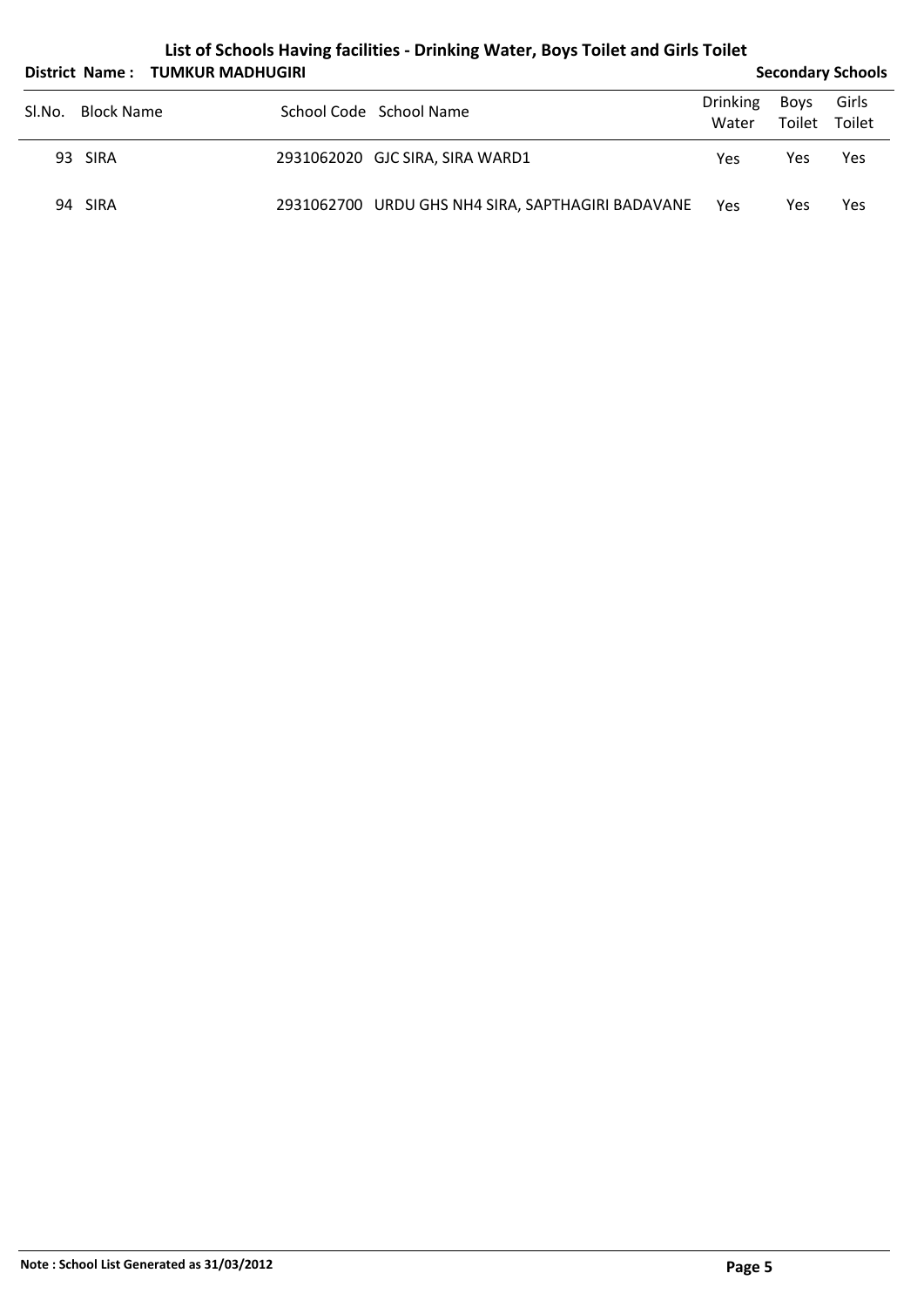# List of Schools Having facilities - Drinking Water, Boys Toilet and Girls Toilet

**District Name : TUMKUR MADHUGIRI** **Secondary Schools**

| Sl.No. | Block Name | School Code | School Name | Drinking Water | Boys Toilet | Girls Toilet |
|---|---|---|---|---|---|---|
| 93 | SIRA | 2931062020 | GJC SIRA, SIRA WARD1 | Yes | Yes | Yes |
| 94 | SIRA | 2931062700 | URDU GHS NH4 SIRA, SAPTHAGIRI BADAVANE | Yes | Yes | Yes |

**Note : School List Generated as 31/03/2012**